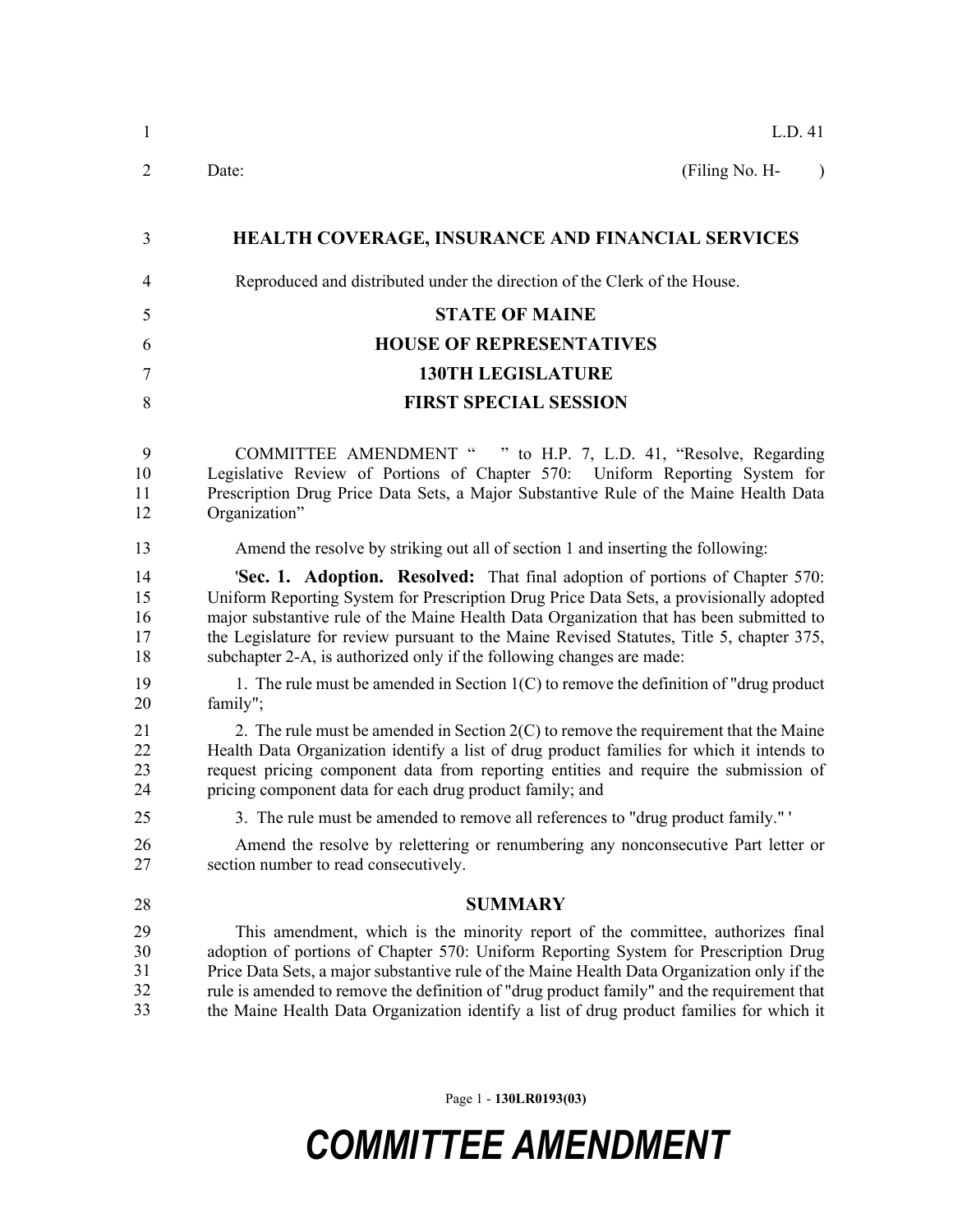L.D. 41

Date: (Filing No. H- )

## HEALTH COVERAGE, INSURANCE AND FINANCIAL SERVICES

Reproduced and distributed under the direction of the Clerk of the House.

## STATE OF MAINE
## HOUSE OF REPRESENTATIVES
## 130TH LEGISLATURE
## FIRST SPECIAL SESSION

COMMITTEE AMENDMENT " " to H.P. 7, L.D. 41, "Resolve, Regarding Legislative Review of Portions of Chapter 570: Uniform Reporting System for Prescription Drug Price Data Sets, a Major Substantive Rule of the Maine Health Data Organization"

Amend the resolve by striking out all of section 1 and inserting the following:

'**Sec. 1. Adoption. Resolved:** That final adoption of portions of Chapter 570: Uniform Reporting System for Prescription Drug Price Data Sets, a provisionally adopted major substantive rule of the Maine Health Data Organization that has been submitted to the Legislature for review pursuant to the Maine Revised Statutes, Title 5, chapter 375, subchapter 2-A, is authorized only if the following changes are made:

1. The rule must be amended in Section 1(C) to remove the definition of "drug product family";

2. The rule must be amended in Section 2(C) to remove the requirement that the Maine Health Data Organization identify a list of drug product families for which it intends to request pricing component data from reporting entities and require the submission of pricing component data for each drug product family; and

3. The rule must be amended to remove all references to "drug product family." '

Amend the resolve by relettering or renumbering any nonconsecutive Part letter or section number to read consecutively.

## SUMMARY

This amendment, which is the minority report of the committee, authorizes final adoption of portions of Chapter 570: Uniform Reporting System for Prescription Drug Price Data Sets, a major substantive rule of the Maine Health Data Organization only if the rule is amended to remove the definition of "drug product family" and the requirement that the Maine Health Data Organization identify a list of drug product families for which it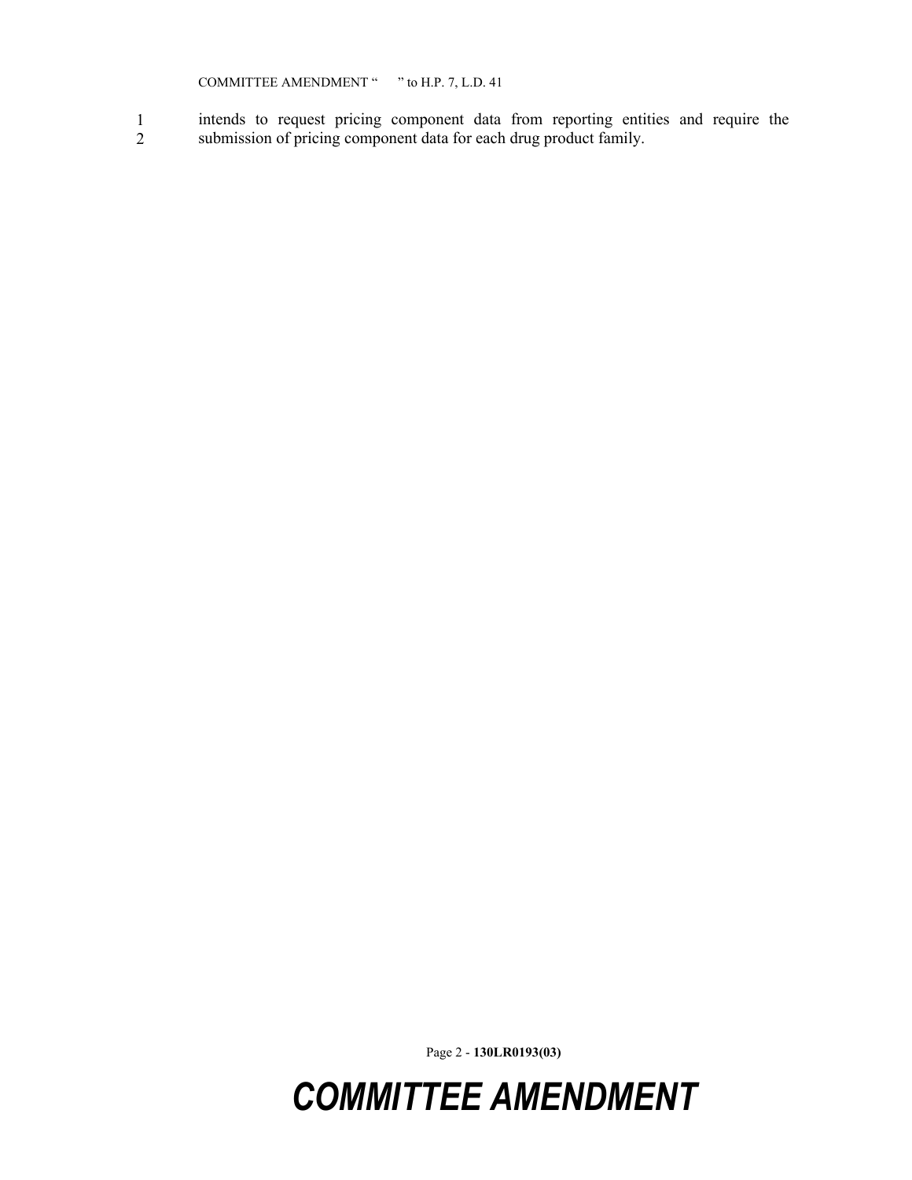intends to request pricing component data from reporting entities and require the submission of pricing component data for each drug product family.